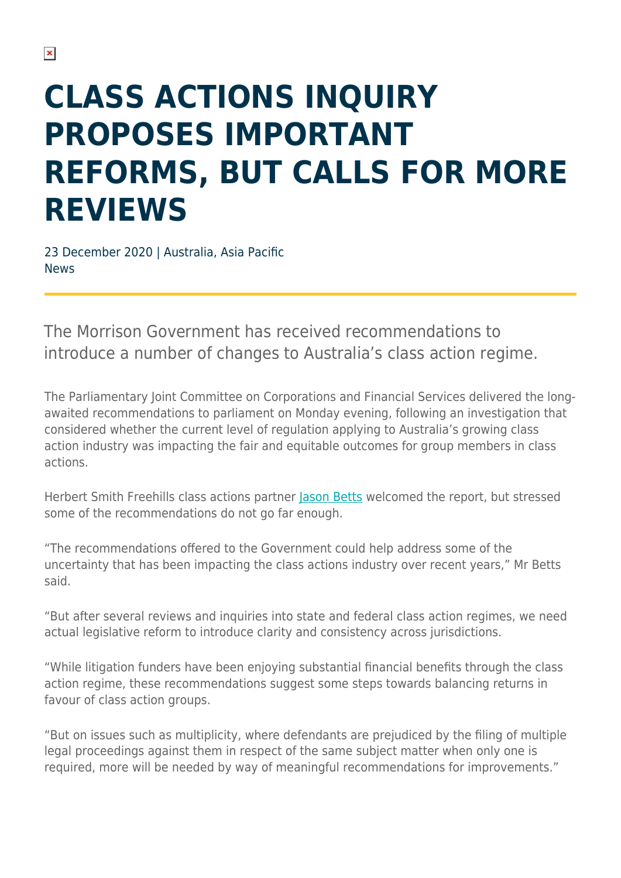# CLASS ACTIONS INQUIRY PROPOSES IMPORTANT REFORMS, BUT CALLS FOR MORE REVIEWS

23 December 2020 | Australia, Asia Pacific
News

The Morrison Government has received recommendations to introduce a number of changes to Australia's class action regime.

The Parliamentary Joint Committee on Corporations and Financial Services delivered the long-awaited recommendations to parliament on Monday evening, following an investigation that considered whether the current level of regulation applying to Australia's growing class action industry was impacting the fair and equitable outcomes for group members in class actions.

Herbert Smith Freehills class actions partner Jason Betts welcomed the report, but stressed some of the recommendations do not go far enough.

"The recommendations offered to the Government could help address some of the uncertainty that has been impacting the class actions industry over recent years," Mr Betts said.

"But after several reviews and inquiries into state and federal class action regimes, we need actual legislative reform to introduce clarity and consistency across jurisdictions.

"While litigation funders have been enjoying substantial financial benefits through the class action regime, these recommendations suggest some steps towards balancing returns in favour of class action groups.

"But on issues such as multiplicity, where defendants are prejudiced by the filing of multiple legal proceedings against them in respect of the same subject matter when only one is required, more will be needed by way of meaningful recommendations for improvements."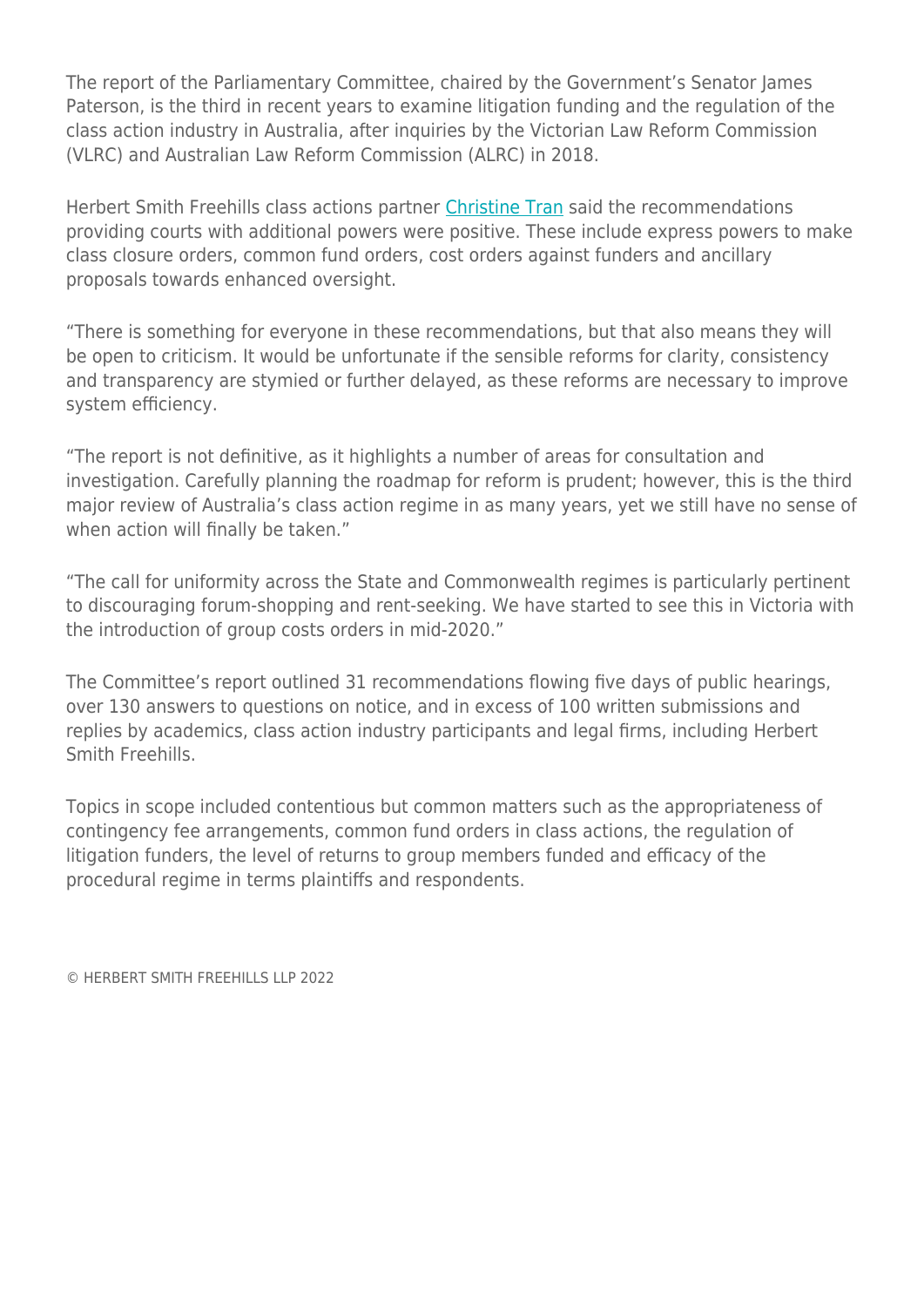The report of the Parliamentary Committee, chaired by the Government's Senator James Paterson, is the third in recent years to examine litigation funding and the regulation of the class action industry in Australia, after inquiries by the Victorian Law Reform Commission (VLRC) and Australian Law Reform Commission (ALRC) in 2018.

Herbert Smith Freehills class actions partner [Christine Tran] said the recommendations providing courts with additional powers were positive. These include express powers to make class closure orders, common fund orders, cost orders against funders and ancillary proposals towards enhanced oversight.

"There is something for everyone in these recommendations, but that also means they will be open to criticism. It would be unfortunate if the sensible reforms for clarity, consistency and transparency are stymied or further delayed, as these reforms are necessary to improve system efficiency.

"The report is not definitive, as it highlights a number of areas for consultation and investigation. Carefully planning the roadmap for reform is prudent; however, this is the third major review of Australia's class action regime in as many years, yet we still have no sense of when action will finally be taken."

"The call for uniformity across the State and Commonwealth regimes is particularly pertinent to discouraging forum-shopping and rent-seeking. We have started to see this in Victoria with the introduction of group costs orders in mid-2020."

The Committee's report outlined 31 recommendations flowing five days of public hearings, over 130 answers to questions on notice, and in excess of 100 written submissions and replies by academics, class action industry participants and legal firms, including Herbert Smith Freehills.

Topics in scope included contentious but common matters such as the appropriateness of contingency fee arrangements, common fund orders in class actions, the regulation of litigation funders, the level of returns to group members funded and efficacy of the procedural regime in terms plaintiffs and respondents.

© HERBERT SMITH FREEHILLS LLP 2022